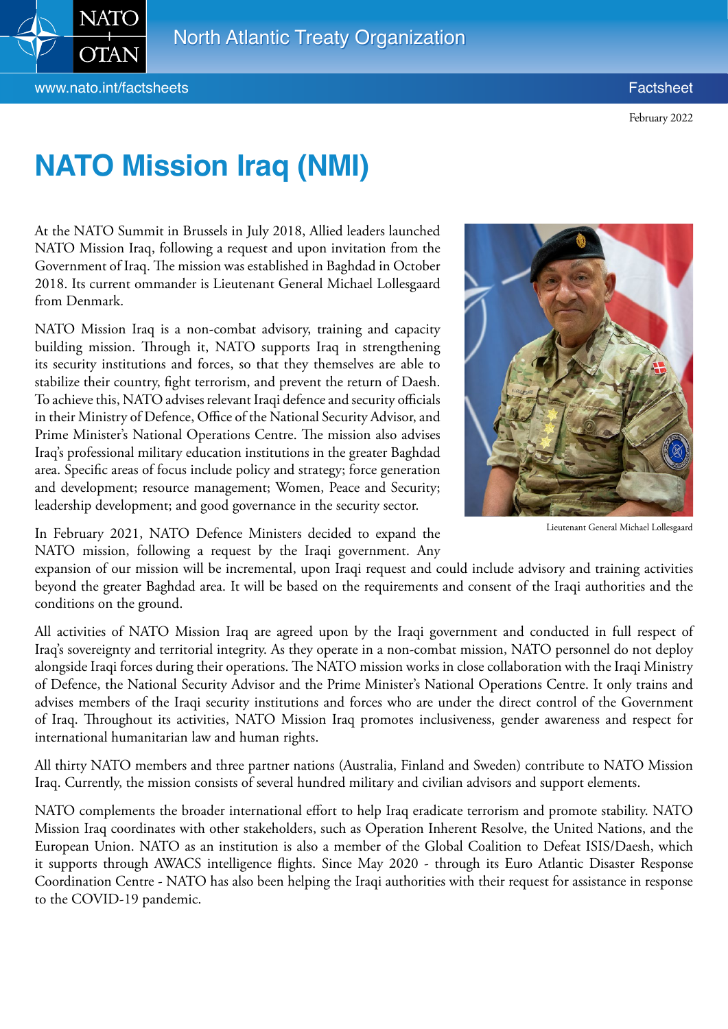# NATO Mission Iraq (NMI)

February 2022

At the NATO Summit in Brussels in July 2018, Allied leaders launched NATO Mission Iraq, following a request and upon invitation from the Government of Iraq. The mission was established in Baghdad in October 2018. Its current ommander is Lieutenant General Michael Lollesgaard from Denmark.

NATO Mission Iraq is a non-combat advisory, training and capacity building mission. Through it, NATO supports Iraq in strengthening its security institutions and forces, so that they themselves are able to stabilize their country, fight terrorism, and prevent the return of Daesh. To achieve this, NATO advises relevant Iraqi defence and security officials in their Ministry of Defence, Office of the National Security Advisor, and Prime Minister's National Operations Centre. The mission also advises Iraq's professional military education institutions in the greater Baghdad area. Specific areas of focus include policy and strategy; force generation and development; resource management; Women, Peace and Security; leadership development; and good governance in the security sector.

Lieutenant General Michael Lollesgaard

In February 2021, NATO Defence Ministers decided to expand the NATO mission, following a request by the Iraqi government. Any expansion of our mission will be incremental, upon Iraqi request and could include advisory and training activities beyond the greater Baghdad area. It will be based on the requirements and consent of the Iraqi authorities and the conditions on the ground.

All activities of NATO Mission Iraq are agreed upon by the Iraqi government and conducted in full respect of Iraq's sovereignty and territorial integrity. As they operate in a non-combat mission, NATO personnel do not deploy alongside Iraqi forces during their operations. The NATO mission works in close collaboration with the Iraqi Ministry of Defence, the National Security Advisor and the Prime Minister's National Operations Centre. It only trains and advises members of the Iraqi security institutions and forces who are under the direct control of the Government of Iraq. Throughout its activities, NATO Mission Iraq promotes inclusiveness, gender awareness and respect for international humanitarian law and human rights.

All thirty NATO members and three partner nations (Australia, Finland and Sweden) contribute to NATO Mission Iraq. Currently, the mission consists of several hundred military and civilian advisors and support elements.

NATO complements the broader international effort to help Iraq eradicate terrorism and promote stability. NATO Mission Iraq coordinates with other stakeholders, such as Operation Inherent Resolve, the United Nations, and the European Union. NATO as an institution is also a member of the Global Coalition to Defeat ISIS/Daesh, which it supports through AWACS intelligence flights. Since May 2020 - through its Euro Atlantic Disaster Response Coordination Centre - NATO has also been helping the Iraqi authorities with their request for assistance in response to the COVID-19 pandemic.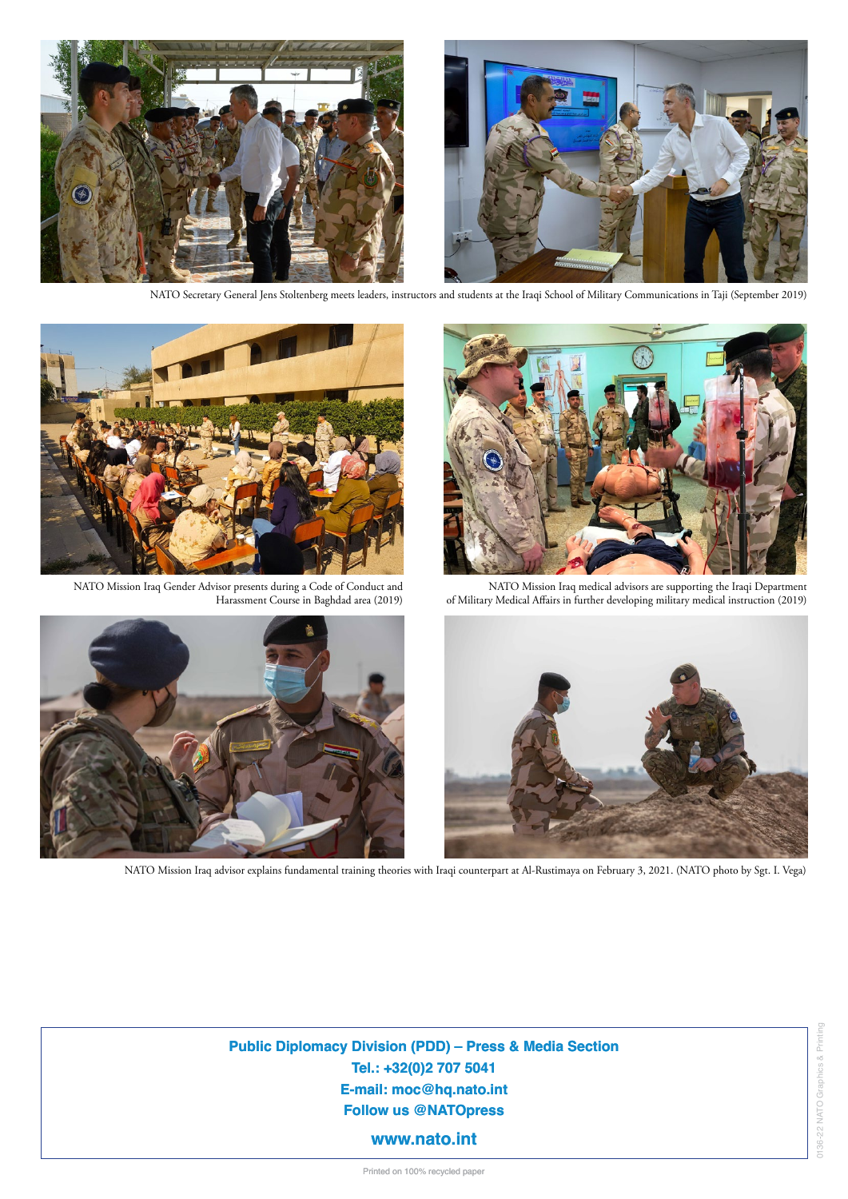NATO Secretary General Jens Stoltenberg meets leaders, instructors and students at the Iraqi School of Military Communications in Taji (September 2019)

NATO Mission Iraq Gender Advisor presents during a Code of Conduct and Harassment Course in Baghdad area (2019)

NATO Mission Iraq medical advisors are supporting the Iraqi Department of Military Medical Affairs in further developing military medical instruction (2019)

NATO Mission Iraq advisor explains fundamental training theories with Iraqi counterpart at Al-Rustimaya on February 3, 2021. (NATO photo by Sgt. I. Vega)

**Public Diplomacy Division (PDD) – Press & Media Section**
**Tel.: +32(0)2 707 5041**
**E-mail: moc@hq.nato.int**
**Follow us @NATOpress**

**www.nato.int**

Printed on 100% recycled paper

0136-22 NATO Graphics & Printing